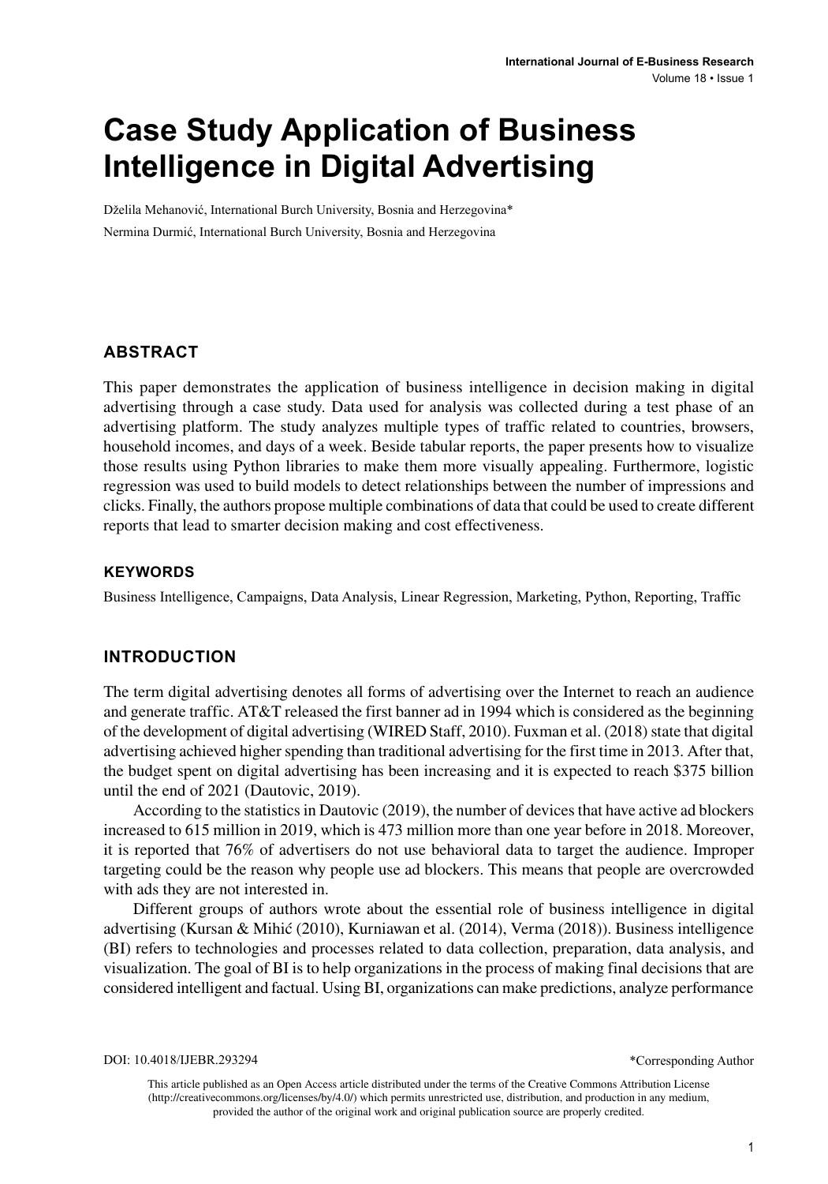# Case Study Application of Business Intelligence in Digital Advertising

Dželila Mehanović, International Burch University, Bosnia and Herzegovina*

Nermina Durmić, International Burch University, Bosnia and Herzegovina

## ABSTRACT

This paper demonstrates the application of business intelligence in decision making in digital advertising through a case study. Data used for analysis was collected during a test phase of an advertising platform. The study analyzes multiple types of traffic related to countries, browsers, household incomes, and days of a week. Beside tabular reports, the paper presents how to visualize those results using Python libraries to make them more visually appealing. Furthermore, logistic regression was used to build models to detect relationships between the number of impressions and clicks. Finally, the authors propose multiple combinations of data that could be used to create different reports that lead to smarter decision making and cost effectiveness.

### KEYWORDS

Business Intelligence, Campaigns, Data Analysis, Linear Regression, Marketing, Python, Reporting, Traffic

## INTRODUCTION

The term digital advertising denotes all forms of advertising over the Internet to reach an audience and generate traffic. AT&T released the first banner ad in 1994 which is considered as the beginning of the development of digital advertising (WIRED Staff, 2010). Fuxman et al. (2018) state that digital advertising achieved higher spending than traditional advertising for the first time in 2013. After that, the budget spent on digital advertising has been increasing and it is expected to reach $375 billion until the end of 2021 (Dautovic, 2019).

According to the statistics in Dautovic (2019), the number of devices that have active ad blockers increased to 615 million in 2019, which is 473 million more than one year before in 2018. Moreover, it is reported that 76% of advertisers do not use behavioral data to target the audience. Improper targeting could be the reason why people use ad blockers. This means that people are overcrowded with ads they are not interested in.

Different groups of authors wrote about the essential role of business intelligence in digital advertising (Kursan & Mihić (2010), Kurniawan et al. (2014), Verma (2018)). Business intelligence (BI) refers to technologies and processes related to data collection, preparation, data analysis, and visualization. The goal of BI is to help organizations in the process of making final decisions that are considered intelligent and factual. Using BI, organizations can make predictions, analyze performance

DOI: 10.4018/IJEBR.293294

*Corresponding Author

This article published as an Open Access article distributed under the terms of the Creative Commons Attribution License (http://creativecommons.org/licenses/by/4.0/) which permits unrestricted use, distribution, and production in any medium, provided the author of the original work and original publication source are properly credited.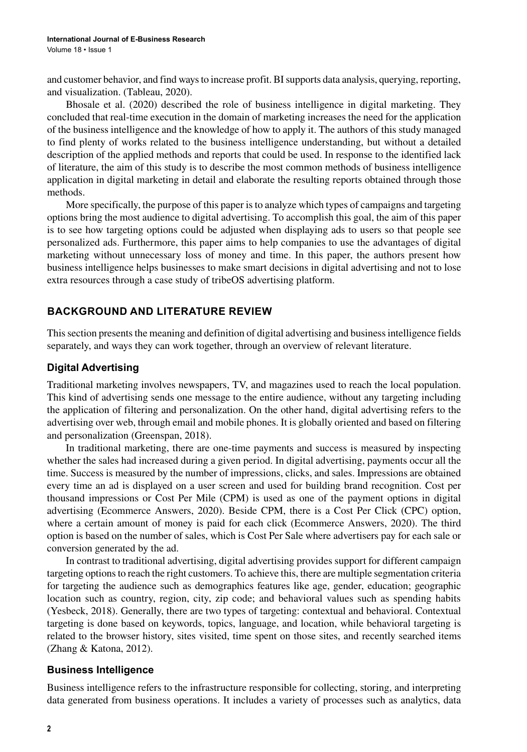and customer behavior, and find ways to increase profit. BI supports data analysis, querying, reporting, and visualization. (Tableau, 2020).

Bhosale et al. (2020) described the role of business intelligence in digital marketing. They concluded that real-time execution in the domain of marketing increases the need for the application of the business intelligence and the knowledge of how to apply it. The authors of this study managed to find plenty of works related to the business intelligence understanding, but without a detailed description of the applied methods and reports that could be used. In response to the identified lack of literature, the aim of this study is to describe the most common methods of business intelligence application in digital marketing in detail and elaborate the resulting reports obtained through those methods.

More specifically, the purpose of this paper is to analyze which types of campaigns and targeting options bring the most audience to digital advertising. To accomplish this goal, the aim of this paper is to see how targeting options could be adjusted when displaying ads to users so that people see personalized ads. Furthermore, this paper aims to help companies to use the advantages of digital marketing without unnecessary loss of money and time. In this paper, the authors present how business intelligence helps businesses to make smart decisions in digital advertising and not to lose extra resources through a case study of tribeOS advertising platform.

## BACKGROUND AND LITERATURE REVIEW

This section presents the meaning and definition of digital advertising and business intelligence fields separately, and ways they can work together, through an overview of relevant literature.

### Digital Advertising

Traditional marketing involves newspapers, TV, and magazines used to reach the local population. This kind of advertising sends one message to the entire audience, without any targeting including the application of filtering and personalization. On the other hand, digital advertising refers to the advertising over web, through email and mobile phones. It is globally oriented and based on filtering and personalization (Greenspan, 2018).

In traditional marketing, there are one-time payments and success is measured by inspecting whether the sales had increased during a given period. In digital advertising, payments occur all the time. Success is measured by the number of impressions, clicks, and sales. Impressions are obtained every time an ad is displayed on a user screen and used for building brand recognition. Cost per thousand impressions or Cost Per Mile (CPM) is used as one of the payment options in digital advertising (Ecommerce Answers, 2020). Beside CPM, there is a Cost Per Click (CPC) option, where a certain amount of money is paid for each click (Ecommerce Answers, 2020). The third option is based on the number of sales, which is Cost Per Sale where advertisers pay for each sale or conversion generated by the ad.

In contrast to traditional advertising, digital advertising provides support for different campaign targeting options to reach the right customers. To achieve this, there are multiple segmentation criteria for targeting the audience such as demographics features like age, gender, education; geographic location such as country, region, city, zip code; and behavioral values such as spending habits (Yesbeck, 2018). Generally, there are two types of targeting: contextual and behavioral. Contextual targeting is done based on keywords, topics, language, and location, while behavioral targeting is related to the browser history, sites visited, time spent on those sites, and recently searched items (Zhang & Katona, 2012).

### Business Intelligence

Business intelligence refers to the infrastructure responsible for collecting, storing, and interpreting data generated from business operations. It includes a variety of processes such as analytics, data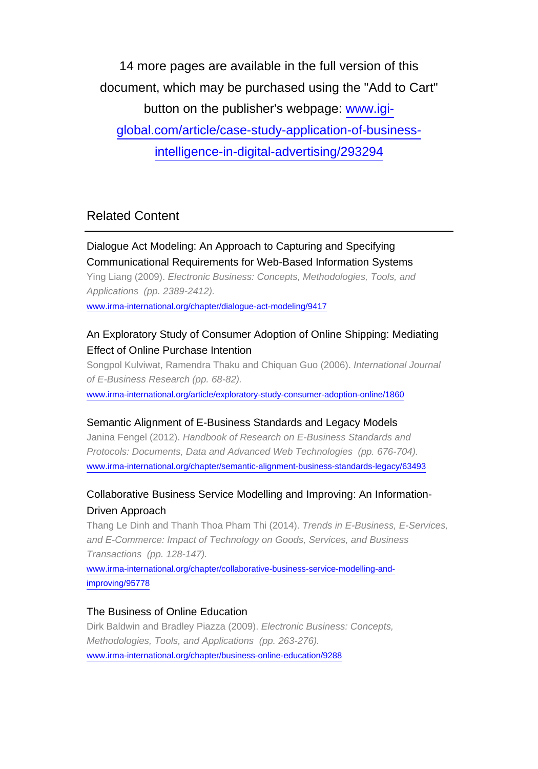14 more pages are available in the full version of this document, which may be purchased using the "Add to Cart" button on the publisher's webpage: [www.igi-global.com/article/case-study-application-of-business-intelligence-in-digital-advertising/293294](www.igi-global.com/article/case-study-application-of-business-intelligence-in-digital-advertising/293294)

## Related Content

### Dialogue Act Modeling: An Approach to Capturing and Specifying Communicational Requirements for Web-Based Information Systems

Ying Liang (2009). *Electronic Business: Concepts, Methodologies, Tools, and Applications (pp. 2389-2412).*

[www.irma-international.org/chapter/dialogue-act-modeling/9417](www.irma-international.org/chapter/dialogue-act-modeling/9417)

### An Exploratory Study of Consumer Adoption of Online Shipping: Mediating Effect of Online Purchase Intention

Songpol Kulviwat, Ramendra Thaku and Chiquan Guo (2006). *International Journal of E-Business Research (pp. 68-82).*

[www.irma-international.org/article/exploratory-study-consumer-adoption-online/1860](www.irma-international.org/article/exploratory-study-consumer-adoption-online/1860)

### Semantic Alignment of E-Business Standards and Legacy Models

Janina Fengel (2012). *Handbook of Research on E-Business Standards and Protocols: Documents, Data and Advanced Web Technologies (pp. 676-704).*

[www.irma-international.org/chapter/semantic-alignment-business-standards-legacy/63493](www.irma-international.org/chapter/semantic-alignment-business-standards-legacy/63493)

### Collaborative Business Service Modelling and Improving: An Information-Driven Approach

Thang Le Dinh and Thanh Thoa Pham Thi (2014). *Trends in E-Business, E-Services, and E-Commerce: Impact of Technology on Goods, Services, and Business Transactions (pp. 128-147).*

[www.irma-international.org/chapter/collaborative-business-service-modelling-and-improving/95778](www.irma-international.org/chapter/collaborative-business-service-modelling-and-improving/95778)

### The Business of Online Education

Dirk Baldwin and Bradley Piazza (2009). *Electronic Business: Concepts, Methodologies, Tools, and Applications (pp. 263-276).*

[www.irma-international.org/chapter/business-online-education/9288](www.irma-international.org/chapter/business-online-education/9288)